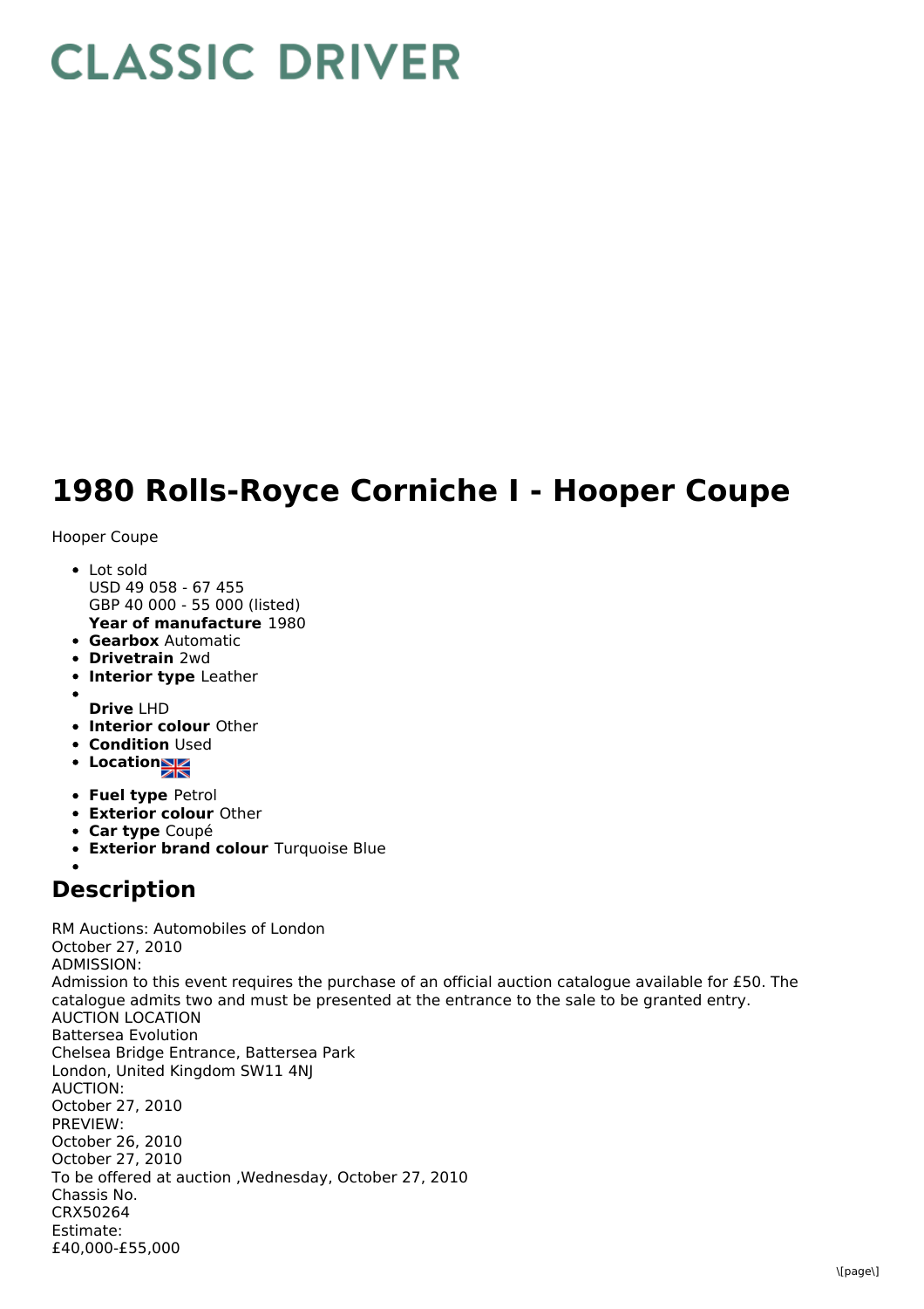# CLASSIC DRIVER

# 1980 Rolls-Royce Corniche I - Hooper Coupe

Hooper Coupe

- Lot sold
  USD 49 058 - 67 455
  GBP 40 000 - 55 000 (listed)
  **Year of manufacture** 1980
- **Gearbox** Automatic
- **Drivetrain** 2wd
- **Interior type** Leather
- **Drive** LHD
- **Interior colour** Other
- **Condition** Used
- **Location**
- **Fuel type** Petrol
- **Exterior colour** Other
- **Car type** Coupé
- **Exterior brand colour** Turquoise Blue

## Description

RM Auctions: Automobiles of London
October 27, 2010
ADMISSION:
Admission to this event requires the purchase of an official auction catalogue available for £50. The catalogue admits two and must be presented at the entrance to the sale to be granted entry.
AUCTION LOCATION
Battersea Evolution
Chelsea Bridge Entrance, Battersea Park
London, United Kingdom SW11 4NJ
AUCTION:
October 27, 2010
PREVIEW:
October 26, 2010
October 27, 2010
To be offered at auction ,Wednesday, October 27, 2010
Chassis No.
CRX50264
Estimate:
£40,000-£55,000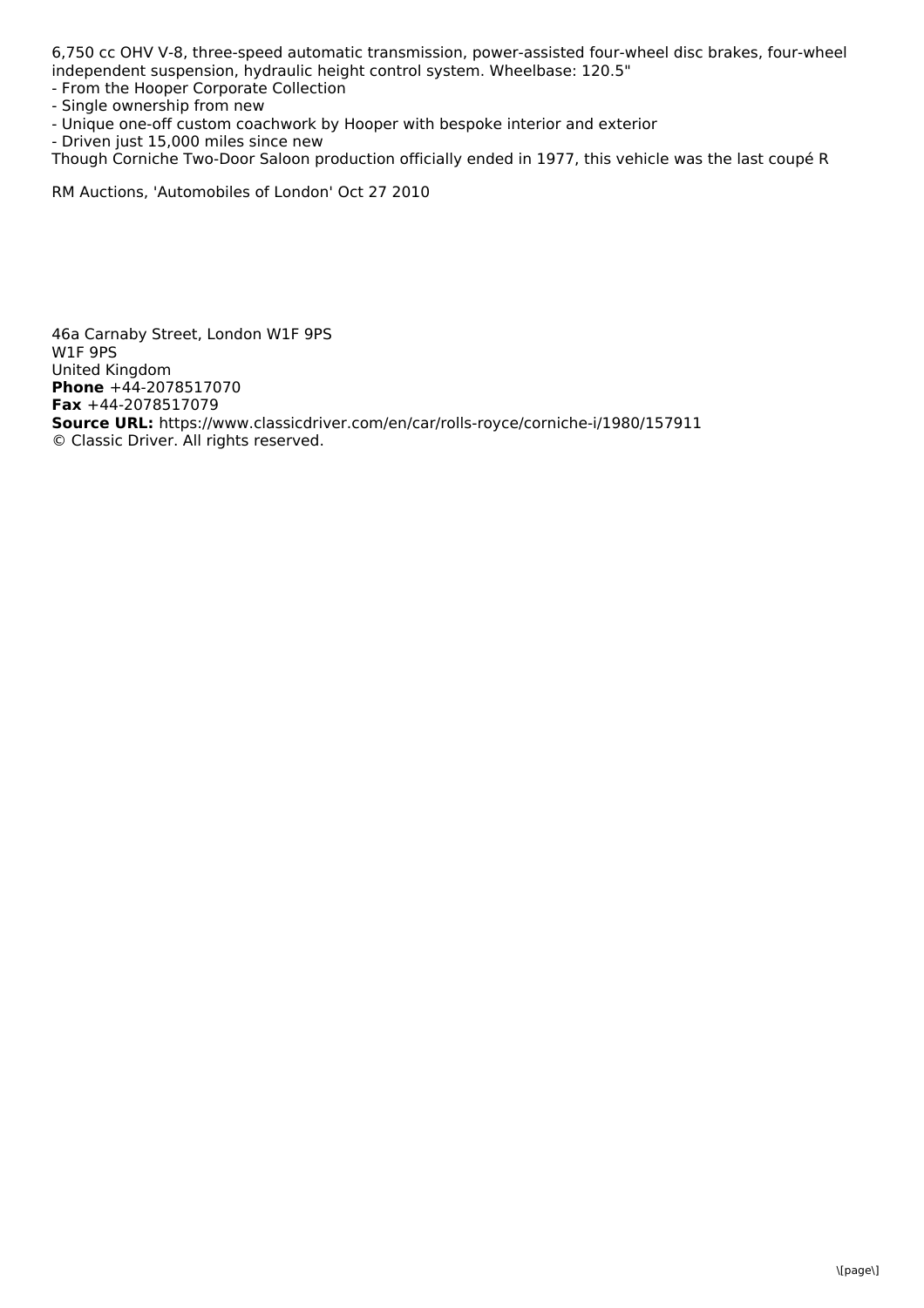6,750 cc OHV V-8, three-speed automatic transmission, power-assisted four-wheel disc brakes, four-wheel independent suspension, hydraulic height control system. Wheelbase: 120.5"

- From the Hooper Corporate Collection
- Single ownership from new
- Unique one-off custom coachwork by Hooper with bespoke interior and exterior
- Driven just 15,000 miles since new

Though Corniche Two-Door Saloon production officially ended in 1977, this vehicle was the last coupé R

RM Auctions, 'Automobiles of London' Oct 27 2010

46a Carnaby Street, London W1F 9PS
W1F 9PS
United Kingdom
**Phone** +44-2078517070
**Fax** +44-2078517079
**Source URL:** https://www.classicdriver.com/en/car/rolls-royce/corniche-i/1980/157911
© Classic Driver. All rights reserved.